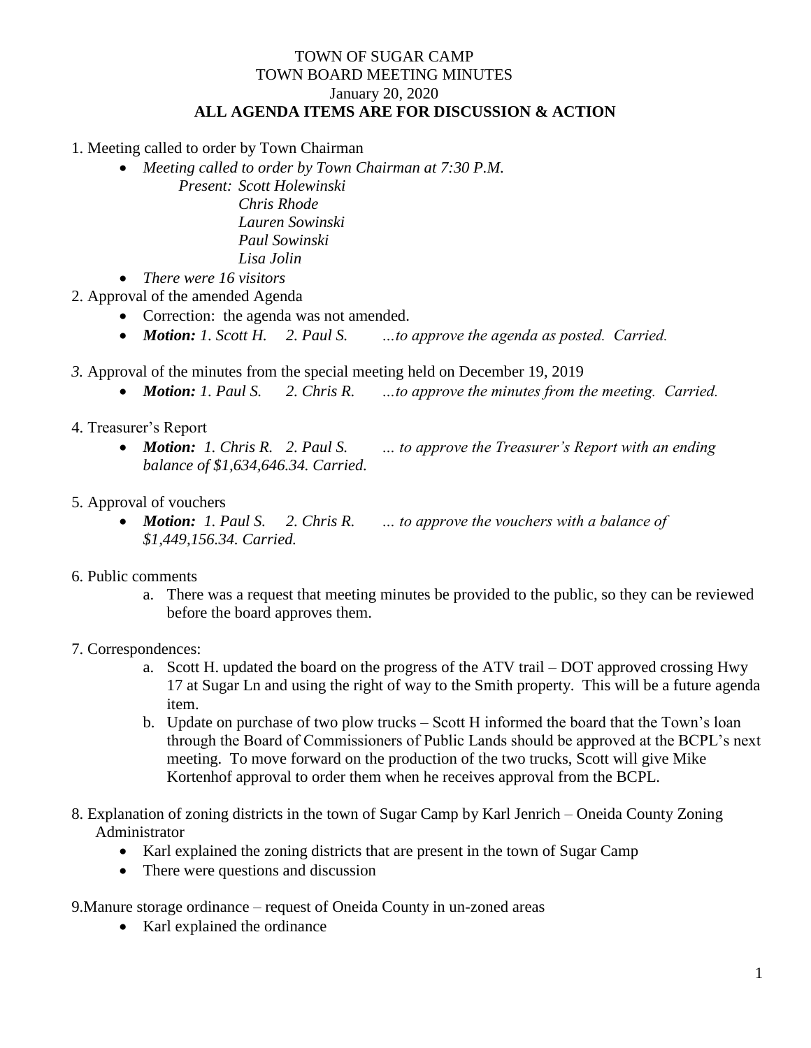TOWN OF SUGAR CAMP
TOWN BOARD MEETING MINUTES
January 20, 2020
**ALL AGENDA ITEMS ARE FOR DISCUSSION & ACTION**

1. Meeting called to order by Town Chairman
   - *Meeting called to order by Town Chairman at 7:30 P.M.*
     *Present: Scott Holewinski*
     *Chris Rhode*
     *Lauren Sowinski*
     *Paul Sowinski*
     *Lisa Jolin*
   - *There were 16 visitors*
2. Approval of the amended Agenda
   - Correction: the agenda was not amended.
   - ***Motion:*** *1. Scott H. 2. Paul S. …to approve the agenda as posted. Carried.*

*3.* Approval of the minutes from the special meeting held on December 19, 2019
   - ***Motion:*** *1. Paul S. 2. Chris R. …to approve the minutes from the meeting. Carried.*

4. Treasurer's Report
   - ***Motion:*** *1. Chris R. 2. Paul S. … to approve the Treasurer's Report with an ending balance of $1,634,646.34. Carried.*

5. Approval of vouchers
   - ***Motion:*** *1. Paul S. 2. Chris R. … to approve the vouchers with a balance of $1,449,156.34. Carried.*

6. Public comments
   a. There was a request that meeting minutes be provided to the public, so they can be reviewed before the board approves them.

7. Correspondences:
   a. Scott H. updated the board on the progress of the ATV trail – DOT approved crossing Hwy 17 at Sugar Ln and using the right of way to the Smith property. This will be a future agenda item.
   b. Update on purchase of two plow trucks – Scott H informed the board that the Town's loan through the Board of Commissioners of Public Lands should be approved at the BCPL's next meeting. To move forward on the production of the two trucks, Scott will give Mike Kortenhof approval to order them when he receives approval from the BCPL.

8. Explanation of zoning districts in the town of Sugar Camp by Karl Jenrich – Oneida County Zoning Administrator
   - Karl explained the zoning districts that are present in the town of Sugar Camp
   - There were questions and discussion

9.Manure storage ordinance – request of Oneida County in un-zoned areas
   - Karl explained the ordinance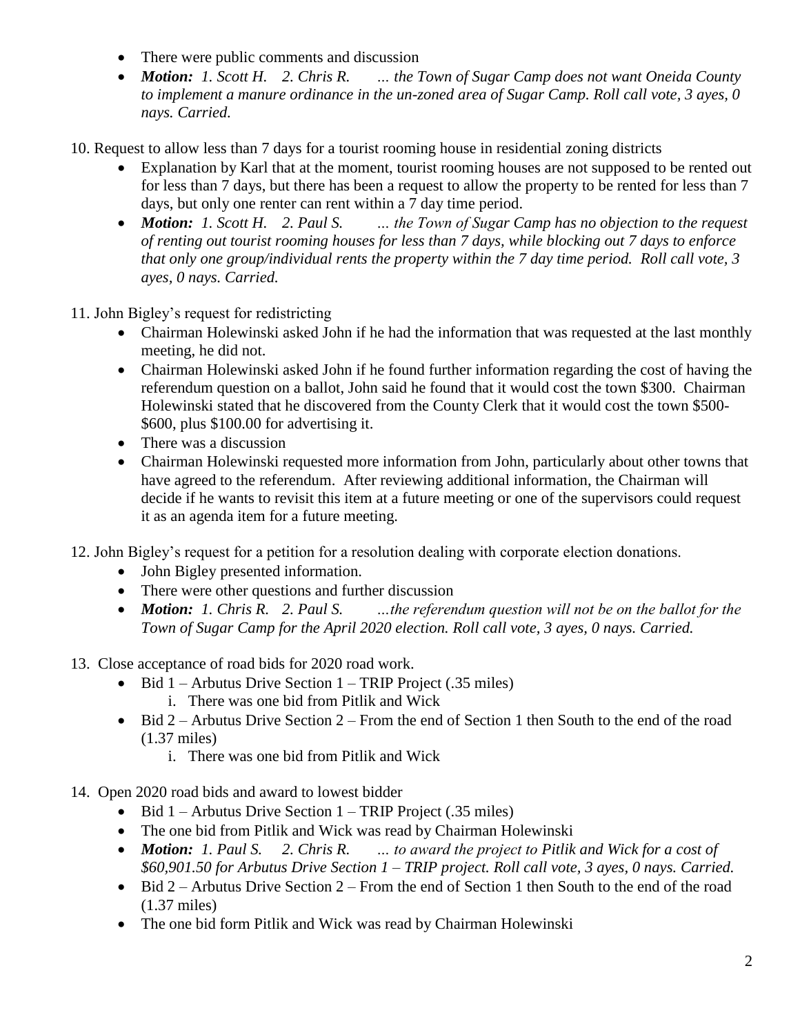- There were public comments and discussion
- ***Motion:*** *1. Scott H.   2. Chris R.   ... the Town of Sugar Camp does not want Oneida County to implement a manure ordinance in the un-zoned area of Sugar Camp. Roll call vote, 3 ayes, 0 nays. Carried.*

10. Request to allow less than 7 days for a tourist rooming house in residential zoning districts
    - Explanation by Karl that at the moment, tourist rooming houses are not supposed to be rented out for less than 7 days, but there has been a request to allow the property to be rented for less than 7 days, but only one renter can rent within a 7 day time period.
    - ***Motion:*** *1. Scott H.   2. Paul S.   ... the Town of Sugar Camp has no objection to the request of renting out tourist rooming houses for less than 7 days, while blocking out 7 days to enforce that only one group/individual rents the property within the 7 day time period. Roll call vote, 3 ayes, 0 nays. Carried.*

11. John Bigley's request for redistricting
    - Chairman Holewinski asked John if he had the information that was requested at the last monthly meeting, he did not.
    - Chairman Holewinski asked John if he found further information regarding the cost of having the referendum question on a ballot, John said he found that it would cost the town $300. Chairman Holewinski stated that he discovered from the County Clerk that it would cost the town $500-$600, plus $100.00 for advertising it.
    - There was a discussion
    - Chairman Holewinski requested more information from John, particularly about other towns that have agreed to the referendum. After reviewing additional information, the Chairman will decide if he wants to revisit this item at a future meeting or one of the supervisors could request it as an agenda item for a future meeting.

12. John Bigley's request for a petition for a resolution dealing with corporate election donations.
    - John Bigley presented information.
    - There were other questions and further discussion
    - ***Motion:*** *1. Chris R.   2. Paul S.   ...the referendum question will not be on the ballot for the Town of Sugar Camp for the April 2020 election. Roll call vote, 3 ayes, 0 nays. Carried.*

13. Close acceptance of road bids for 2020 road work.
    - Bid 1 – Arbutus Drive Section 1 – TRIP Project (.35 miles)
        i. There was one bid from Pitlik and Wick
    - Bid 2 – Arbutus Drive Section 2 – From the end of Section 1 then South to the end of the road (1.37 miles)
        i. There was one bid from Pitlik and Wick

14. Open 2020 road bids and award to lowest bidder
    - Bid 1 – Arbutus Drive Section 1 – TRIP Project (.35 miles)
    - The one bid from Pitlik and Wick was read by Chairman Holewinski
    - ***Motion:*** *1. Paul S.   2. Chris R.   ... to award the project to Pitlik and Wick for a cost of $60,901.50 for Arbutus Drive Section 1 – TRIP project. Roll call vote, 3 ayes, 0 nays. Carried.*
    - Bid 2 – Arbutus Drive Section 2 – From the end of Section 1 then South to the end of the road (1.37 miles)
    - The one bid form Pitlik and Wick was read by Chairman Holewinski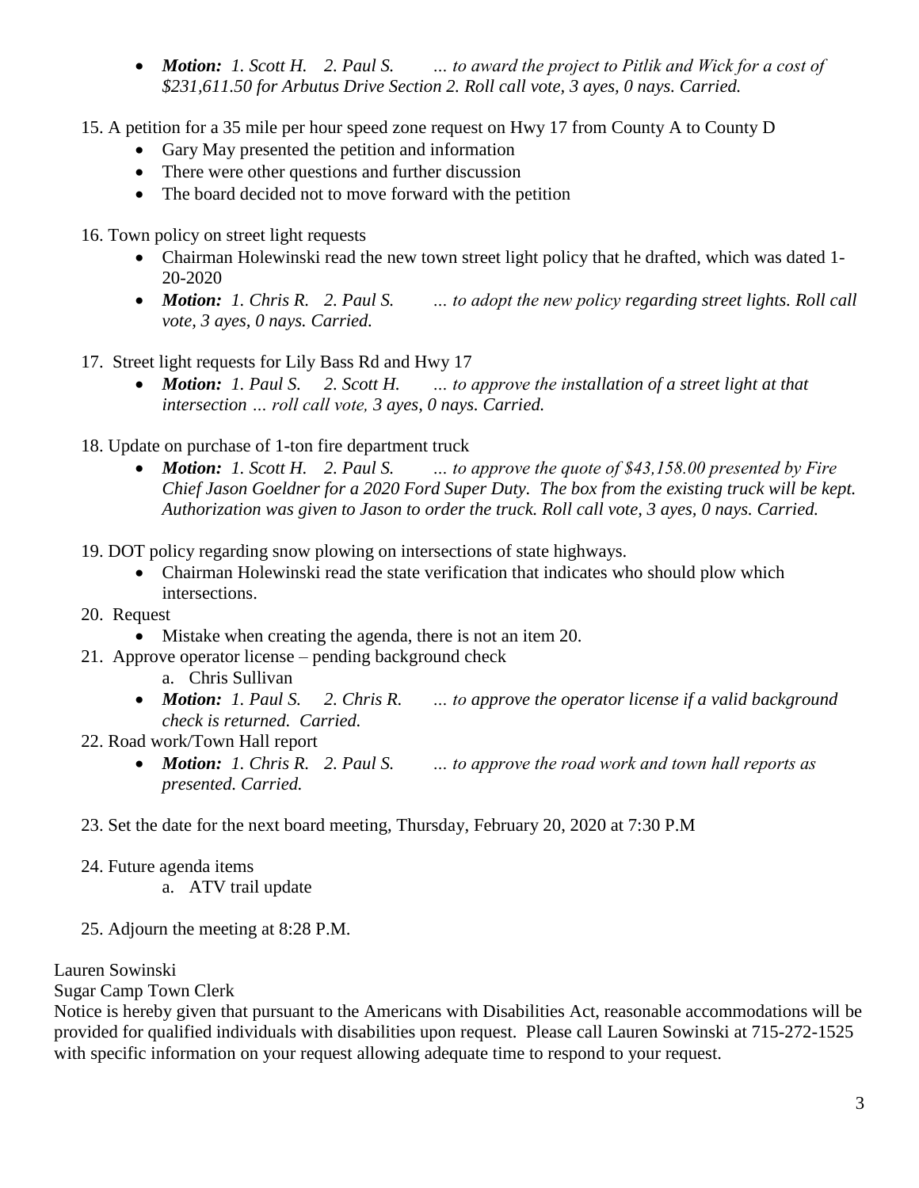- ***Motion:** 1. Scott H. 2. Paul S. … to award the project to Pitlik and Wick for a cost of $231,611.50 for Arbutus Drive Section 2. Roll call vote, 3 ayes, 0 nays. Carried.*

15. A petition for a 35 mile per hour speed zone request on Hwy 17 from County A to County D
    - Gary May presented the petition and information
    - There were other questions and further discussion
    - The board decided not to move forward with the petition

16. Town policy on street light requests
    - Chairman Holewinski read the new town street light policy that he drafted, which was dated 1-20-2020
    - ***Motion:** 1. Chris R. 2. Paul S. … to adopt the new policy regarding street lights. Roll call vote, 3 ayes, 0 nays. Carried.*

17. Street light requests for Lily Bass Rd and Hwy 17
    - ***Motion:** 1. Paul S. 2. Scott H. … to approve the installation of a street light at that intersection … roll call vote, 3 ayes, 0 nays. Carried.*

18. Update on purchase of 1-ton fire department truck
    - ***Motion:** 1. Scott H. 2. Paul S. … to approve the quote of $43,158.00 presented by Fire Chief Jason Goeldner for a 2020 Ford Super Duty. The box from the existing truck will be kept. Authorization was given to Jason to order the truck. Roll call vote, 3 ayes, 0 nays. Carried.*

19. DOT policy regarding snow plowing on intersections of state highways.
    - Chairman Holewinski read the state verification that indicates who should plow which intersections.
20. Request
    - Mistake when creating the agenda, there is not an item 20.
21. Approve operator license – pending background check
    a. Chris Sullivan
    - ***Motion:** 1. Paul S. 2. Chris R. … to approve the operator license if a valid background check is returned. Carried.*
22. Road work/Town Hall report
    - ***Motion:** 1. Chris R. 2. Paul S. … to approve the road work and town hall reports as presented. Carried.*

23. Set the date for the next board meeting, Thursday, February 20, 2020 at 7:30 P.M

24. Future agenda items
    a. ATV trail update

25. Adjourn the meeting at 8:28 P.M.

Lauren Sowinski
Sugar Camp Town Clerk
Notice is hereby given that pursuant to the Americans with Disabilities Act, reasonable accommodations will be provided for qualified individuals with disabilities upon request. Please call Lauren Sowinski at 715-272-1525 with specific information on your request allowing adequate time to respond to your request.